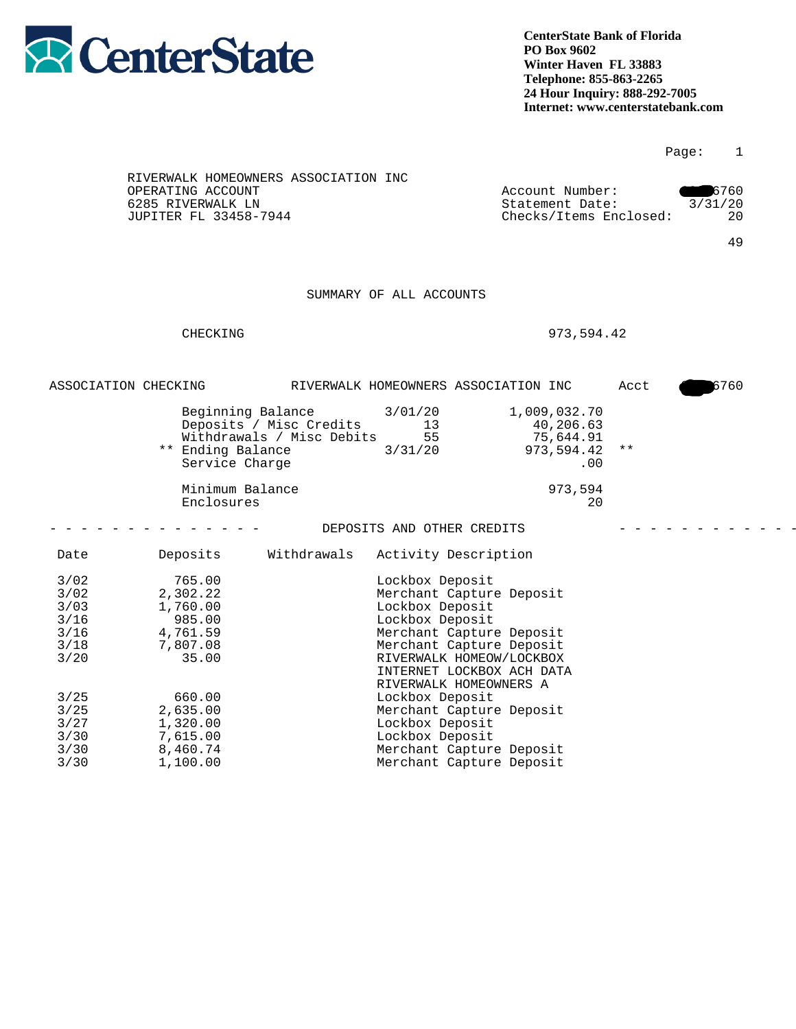**CenterState**

**CenterState Bank of Florida**
**PO Box 9602**
**Winter Haven FL 33883**
**Telephone: 855-863-2265**
**24 Hour Inquiry: 888-292-7005**
**Internet: www.centerstatebank.com**

RIVERWALK HOMEOWNERS ASSOCIATION INC
OPERATING ACCOUNT
6285 RIVERWALK LN
JUPITER FL 33458-7944

Account Number: 6760
Statement Date: 3/31/20
Checks/Items Enclosed: 20

49

## SUMMARY OF ALL ACCOUNTS

CHECKING 973,594.42

ASSOCIATION CHECKING — RIVERWALK HOMEOWNERS ASSOCIATION INC — Acct 6760

| | | |
|---|---|---|
| Beginning Balance | 3/01/20 | 1,009,032.70 |
| Deposits / Misc Credits | 13 | 40,206.63 |
| Withdrawals / Misc Debits | 55 | 75,644.91 |
| ** Ending Balance | 3/31/20 | 973,594.42 ** |
| Service Charge | | .00 |
| Minimum Balance | | 973,594 |
| Enclosures | | 20 |

### DEPOSITS AND OTHER CREDITS

| Date | Deposits | Withdrawals | Activity Description |
|---|---|---|---|
| 3/02 | 765.00 | | Lockbox Deposit |
| 3/02 | 2,302.22 | | Merchant Capture Deposit |
| 3/03 | 1,760.00 | | Lockbox Deposit |
| 3/16 | 985.00 | | Lockbox Deposit |
| 3/16 | 4,761.59 | | Merchant Capture Deposit |
| 3/18 | 7,807.08 | | Merchant Capture Deposit |
| 3/20 | 35.00 | | RIVERWALK HOMEOW/LOCKBOX INTERNET LOCKBOX ACH DATA RIVERWALK HOMEOWNERS A |
| 3/25 | 660.00 | | Lockbox Deposit |
| 3/25 | 2,635.00 | | Merchant Capture Deposit |
| 3/27 | 1,320.00 | | Lockbox Deposit |
| 3/30 | 7,615.00 | | Lockbox Deposit |
| 3/30 | 8,460.74 | | Merchant Capture Deposit |
| 3/30 | 1,100.00 | | Merchant Capture Deposit |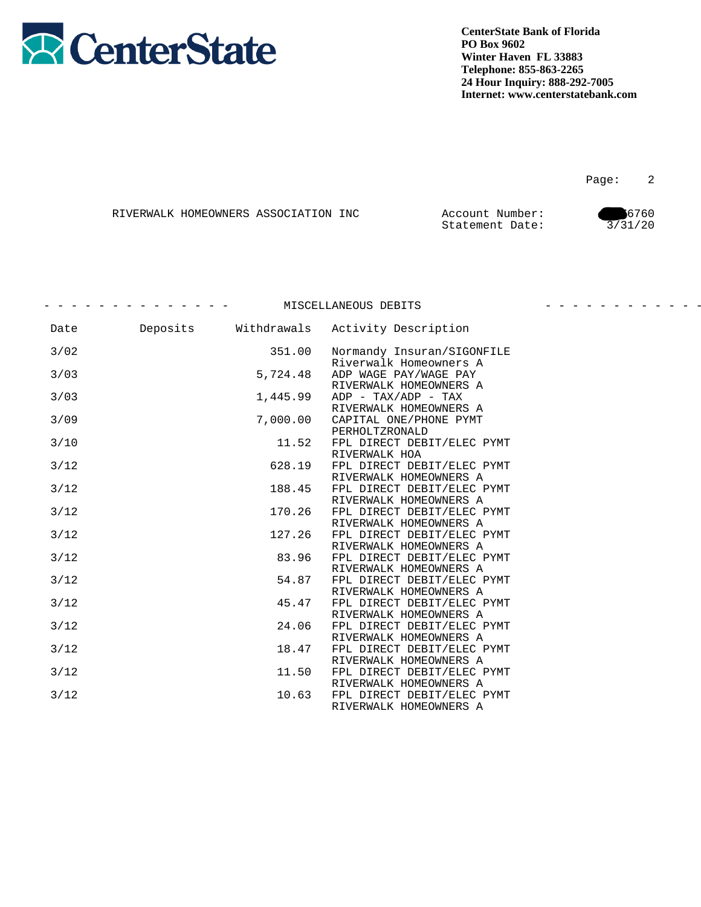**CenterState**

**CenterState Bank of Florida**
**PO Box 9602**
**Winter Haven FL 33883**
**Telephone: 855-863-2265**
**24 Hour Inquiry: 888-292-7005**
**Internet: www.centerstatebank.com**

RIVERWALK HOMEOWNERS ASSOCIATION INC

Account Number: 6760
Statement Date: 3/31/20

## MISCELLANEOUS DEBITS

| Date | Deposits | Withdrawals | Activity Description |
|---|---|---|---|
| 3/02 | | 351.00 | Normandy Insuran/SIGONFILE Riverwalk Homeowners A |
| 3/03 | | 5,724.48 | ADP WAGE PAY/WAGE PAY RIVERWALK HOMEOWNERS A |
| 3/03 | | 1,445.99 | ADP - TAX/ADP - TAX RIVERWALK HOMEOWNERS A |
| 3/09 | | 7,000.00 | CAPITAL ONE/PHONE PYMT PERHOLTZRONALD |
| 3/10 | | 11.52 | FPL DIRECT DEBIT/ELEC PYMT RIVERWALK HOA |
| 3/12 | | 628.19 | FPL DIRECT DEBIT/ELEC PYMT RIVERWALK HOMEOWNERS A |
| 3/12 | | 188.45 | FPL DIRECT DEBIT/ELEC PYMT RIVERWALK HOMEOWNERS A |
| 3/12 | | 170.26 | FPL DIRECT DEBIT/ELEC PYMT RIVERWALK HOMEOWNERS A |
| 3/12 | | 127.26 | FPL DIRECT DEBIT/ELEC PYMT RIVERWALK HOMEOWNERS A |
| 3/12 | | 83.96 | FPL DIRECT DEBIT/ELEC PYMT RIVERWALK HOMEOWNERS A |
| 3/12 | | 54.87 | FPL DIRECT DEBIT/ELEC PYMT RIVERWALK HOMEOWNERS A |
| 3/12 | | 45.47 | FPL DIRECT DEBIT/ELEC PYMT RIVERWALK HOMEOWNERS A |
| 3/12 | | 24.06 | FPL DIRECT DEBIT/ELEC PYMT RIVERWALK HOMEOWNERS A |
| 3/12 | | 18.47 | FPL DIRECT DEBIT/ELEC PYMT RIVERWALK HOMEOWNERS A |
| 3/12 | | 11.50 | FPL DIRECT DEBIT/ELEC PYMT RIVERWALK HOMEOWNERS A |
| 3/12 | | 10.63 | FPL DIRECT DEBIT/ELEC PYMT RIVERWALK HOMEOWNERS A |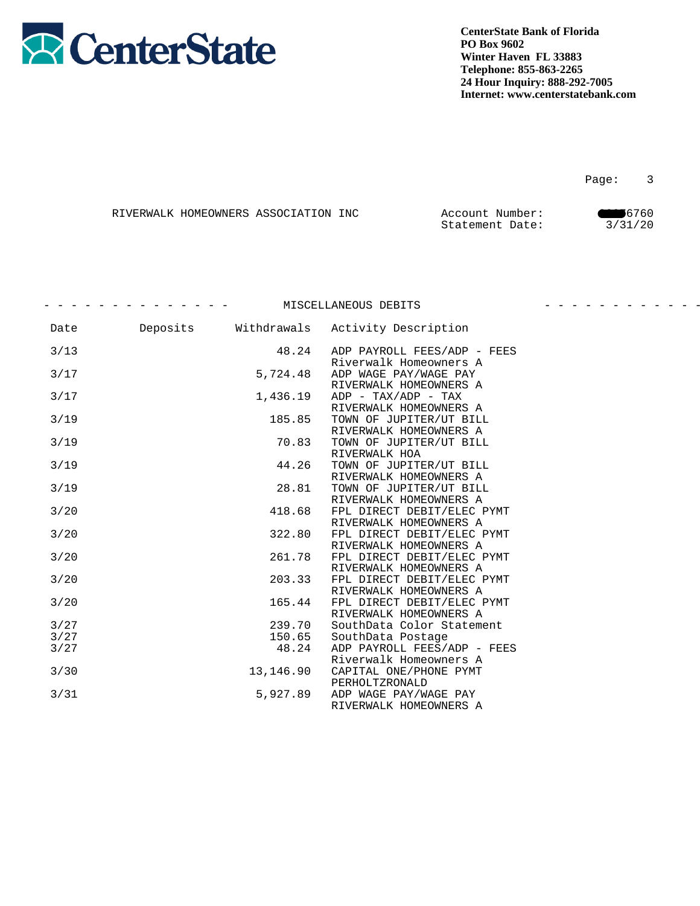**CenterState Bank of Florida**
**PO Box 9602**
**Winter Haven FL 33883**
**Telephone: 855-863-2265**
**24 Hour Inquiry: 888-292-7005**
**Internet: www.centerstatebank.com**

RIVERWALK HOMEOWNERS ASSOCIATION INC

Account Number: ████6760
Statement Date: 3/31/20

## MISCELLANEOUS DEBITS

| Date | Deposits | Withdrawals | Activity Description |
|---|---|---|---|
| 3/13 | | 48.24 | ADP PAYROLL FEES/ADP - FEES Riverwalk Homeowners A |
| 3/17 | | 5,724.48 | ADP WAGE PAY/WAGE PAY RIVERWALK HOMEOWNERS A |
| 3/17 | | 1,436.19 | ADP - TAX/ADP - TAX RIVERWALK HOMEOWNERS A |
| 3/19 | | 185.85 | TOWN OF JUPITER/UT BILL RIVERWALK HOMEOWNERS A |
| 3/19 | | 70.83 | TOWN OF JUPITER/UT BILL RIVERWALK HOA |
| 3/19 | | 44.26 | TOWN OF JUPITER/UT BILL RIVERWALK HOMEOWNERS A |
| 3/19 | | 28.81 | TOWN OF JUPITER/UT BILL RIVERWALK HOMEOWNERS A |
| 3/20 | | 418.68 | FPL DIRECT DEBIT/ELEC PYMT RIVERWALK HOMEOWNERS A |
| 3/20 | | 322.80 | FPL DIRECT DEBIT/ELEC PYMT RIVERWALK HOMEOWNERS A |
| 3/20 | | 261.78 | FPL DIRECT DEBIT/ELEC PYMT RIVERWALK HOMEOWNERS A |
| 3/20 | | 203.33 | FPL DIRECT DEBIT/ELEC PYMT RIVERWALK HOMEOWNERS A |
| 3/20 | | 165.44 | FPL DIRECT DEBIT/ELEC PYMT RIVERWALK HOMEOWNERS A |
| 3/27 | | 239.70 | SouthData Color Statement |
| 3/27 | | 150.65 | SouthData Postage |
| 3/27 | | 48.24 | ADP PAYROLL FEES/ADP - FEES Riverwalk Homeowners A |
| 3/30 | | 13,146.90 | CAPITAL ONE/PHONE PYMT PERHOLTZRONALD |
| 3/31 | | 5,927.89 | ADP WAGE PAY/WAGE PAY RIVERWALK HOMEOWNERS A |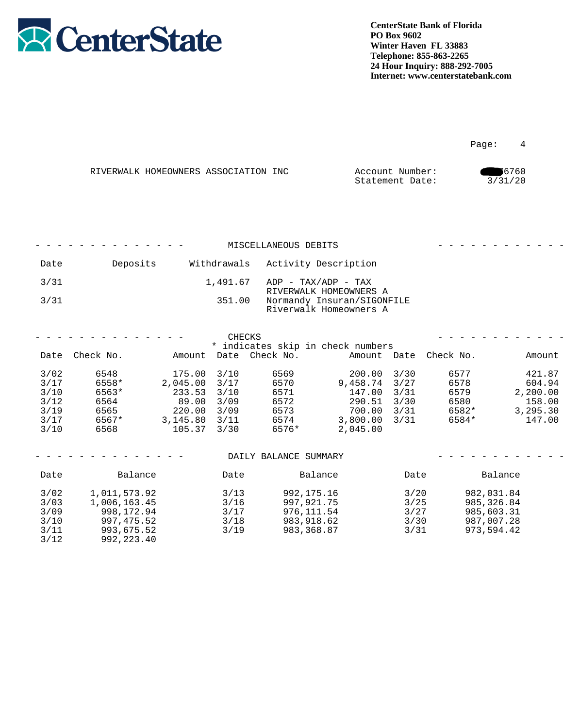**CenterState**

**CenterState Bank of Florida**
**PO Box 9602**
**Winter Haven FL 33883**
**Telephone: 855-863-2265**
**24 Hour Inquiry: 888-292-7005**
**Internet: www.centerstatebank.com**

Page: 4

RIVERWALK HOMEOWNERS ASSOCIATION INC

Account Number: 6760
Statement Date: 3/31/20

## MISCELLANEOUS DEBITS

| Date | Deposits | Withdrawals | Activity Description |
|---|---|---|---|
| 3/31 | | 1,491.67 | ADP - TAX/ADP - TAX RIVERWALK HOMEOWNERS A |
| 3/31 | | 351.00 | Normandy Insuran/SIGONFILE Riverwalk Homeowners A |

## CHECKS

\* indicates skip in check numbers

| Date | Check No. | Amount | Date | Check No. | Amount | Date | Check No. | Amount |
|---|---|---|---|---|---|---|---|---|
| 3/02 | 6548 | 175.00 | 3/10 | 6569 | 200.00 | 3/30 | 6577 | 421.87 |
| 3/17 | 6558* | 2,045.00 | 3/17 | 6570 | 9,458.74 | 3/27 | 6578 | 604.94 |
| 3/10 | 6563* | 233.53 | 3/10 | 6571 | 147.00 | 3/31 | 6579 | 2,200.00 |
| 3/12 | 6564 | 89.00 | 3/09 | 6572 | 290.51 | 3/30 | 6580 | 158.00 |
| 3/19 | 6565 | 220.00 | 3/09 | 6573 | 700.00 | 3/31 | 6582* | 3,295.30 |
| 3/17 | 6567* | 3,145.80 | 3/11 | 6574 | 3,800.00 | 3/31 | 6584* | 147.00 |
| 3/10 | 6568 | 105.37 | 3/30 | 6576* | 2,045.00 | | | |

## DAILY BALANCE SUMMARY

| Date | Balance | Date | Balance | Date | Balance |
|---|---|---|---|---|---|
| 3/02 | 1,011,573.92 | 3/13 | 992,175.16 | 3/20 | 982,031.84 |
| 3/03 | 1,006,163.45 | 3/16 | 997,921.75 | 3/25 | 985,326.84 |
| 3/09 | 998,172.94 | 3/17 | 976,111.54 | 3/27 | 985,603.31 |
| 3/10 | 997,475.52 | 3/18 | 983,918.62 | 3/30 | 987,007.28 |
| 3/11 | 993,675.52 | 3/19 | 983,368.87 | 3/31 | 973,594.42 |
| 3/12 | 992,223.40 | | | | |